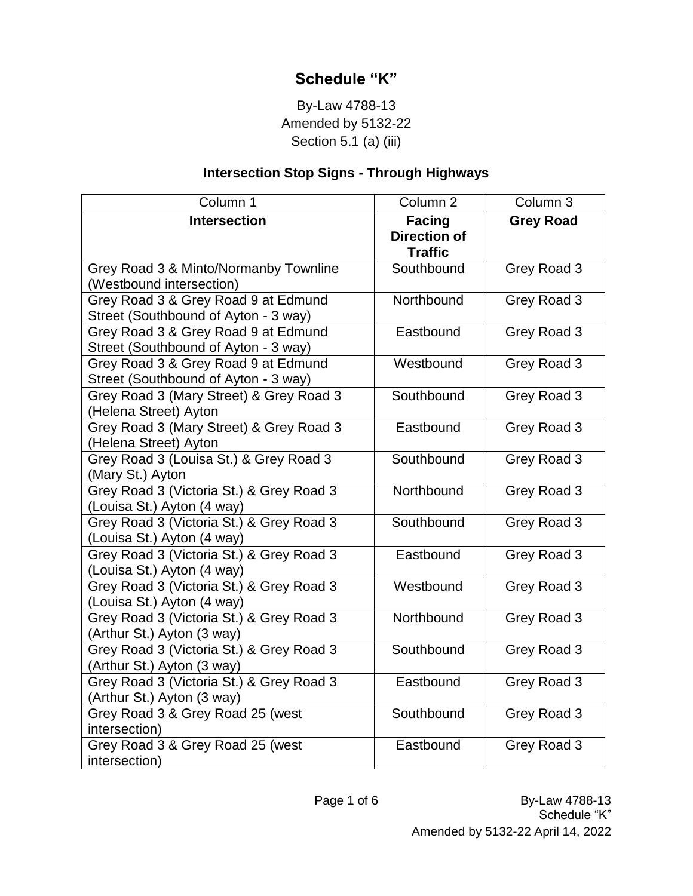# Schedule "K"

By-Law 4788-13
Amended by 5132-22
Section 5.1 (a) (iii)

## Intersection Stop Signs - Through Highways

| Column 1 | Column 2 | Column 3 |
|---|---|---|
| **Intersection** | **Facing Direction of Traffic** | **Grey Road** |
| Grey Road 3 & Minto/Normanby Townline (Westbound intersection) | Southbound | Grey Road 3 |
| Grey Road 3 & Grey Road 9 at Edmund Street (Southbound of Ayton - 3 way) | Northbound | Grey Road 3 |
| Grey Road 3 & Grey Road 9 at Edmund Street (Southbound of Ayton - 3 way) | Eastbound | Grey Road 3 |
| Grey Road 3 & Grey Road 9 at Edmund Street (Southbound of Ayton - 3 way) | Westbound | Grey Road 3 |
| Grey Road 3 (Mary Street) & Grey Road 3 (Helena Street) Ayton | Southbound | Grey Road 3 |
| Grey Road 3 (Mary Street) & Grey Road 3 (Helena Street) Ayton | Eastbound | Grey Road 3 |
| Grey Road 3 (Louisa St.) & Grey Road 3 (Mary St.) Ayton | Southbound | Grey Road 3 |
| Grey Road 3 (Victoria St.) & Grey Road 3 (Louisa St.) Ayton (4 way) | Northbound | Grey Road 3 |
| Grey Road 3 (Victoria St.) & Grey Road 3 (Louisa St.) Ayton (4 way) | Southbound | Grey Road 3 |
| Grey Road 3 (Victoria St.) & Grey Road 3 (Louisa St.) Ayton (4 way) | Eastbound | Grey Road 3 |
| Grey Road 3 (Victoria St.) & Grey Road 3 (Louisa St.) Ayton (4 way) | Westbound | Grey Road 3 |
| Grey Road 3 (Victoria St.) & Grey Road 3 (Arthur St.) Ayton (3 way) | Northbound | Grey Road 3 |
| Grey Road 3 (Victoria St.) & Grey Road 3 (Arthur St.) Ayton (3 way) | Southbound | Grey Road 3 |
| Grey Road 3 (Victoria St.) & Grey Road 3 (Arthur St.) Ayton (3 way) | Eastbound | Grey Road 3 |
| Grey Road 3 & Grey Road 25 (west intersection) | Southbound | Grey Road 3 |
| Grey Road 3 & Grey Road 25 (west intersection) | Eastbound | Grey Road 3 |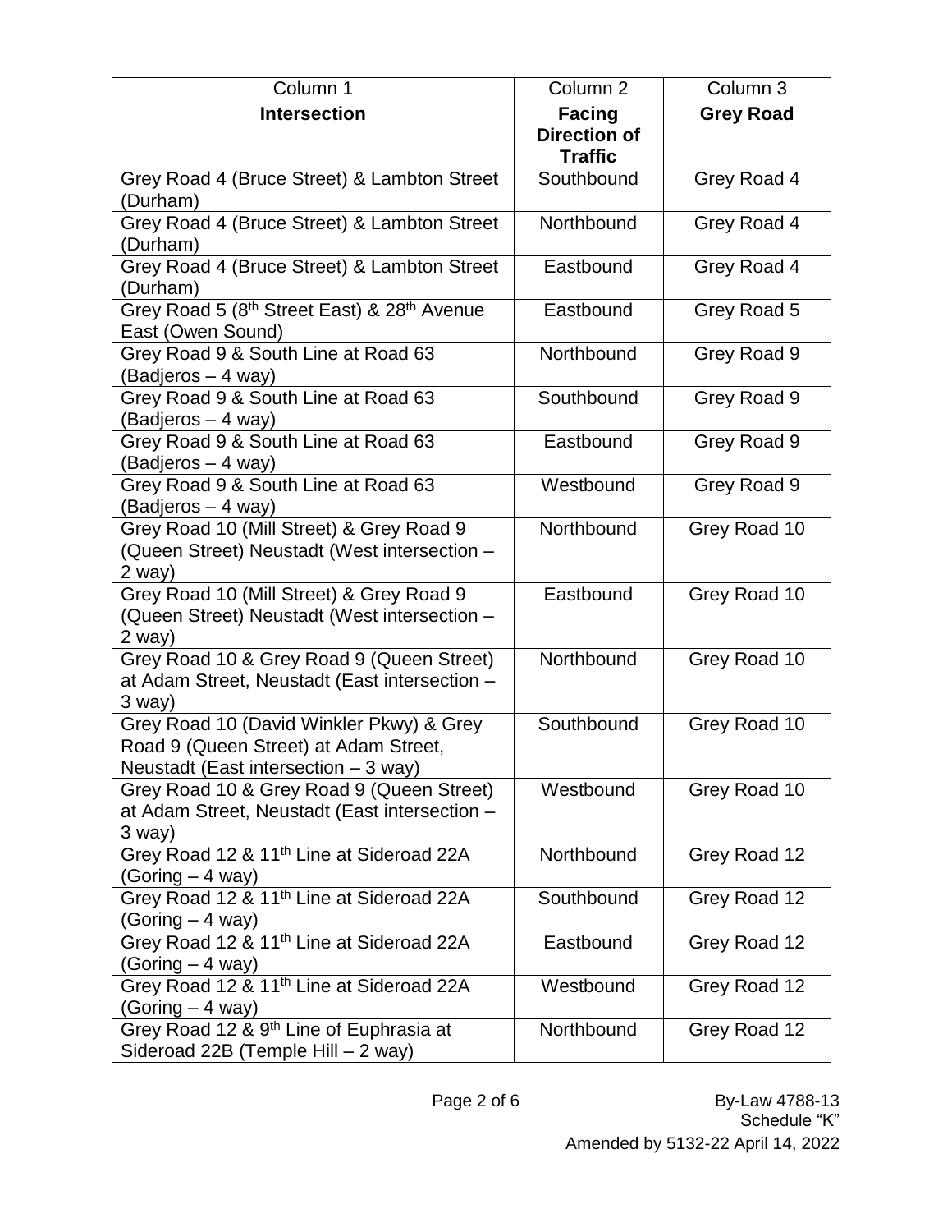| Column 1 | Column 2 | Column 3 |
|---|---|---|
| **Intersection** | **Facing Direction of Traffic** | **Grey Road** |
| Grey Road 4 (Bruce Street) & Lambton Street (Durham) | Southbound | Grey Road 4 |
| Grey Road 4 (Bruce Street) & Lambton Street (Durham) | Northbound | Grey Road 4 |
| Grey Road 4 (Bruce Street) & Lambton Street (Durham) | Eastbound | Grey Road 4 |
| Grey Road 5 (8th Street East) & 28th Avenue East (Owen Sound) | Eastbound | Grey Road 5 |
| Grey Road 9 & South Line at Road 63 (Badjeros – 4 way) | Northbound | Grey Road 9 |
| Grey Road 9 & South Line at Road 63 (Badjeros – 4 way) | Southbound | Grey Road 9 |
| Grey Road 9 & South Line at Road 63 (Badjeros – 4 way) | Eastbound | Grey Road 9 |
| Grey Road 9 & South Line at Road 63 (Badjeros – 4 way) | Westbound | Grey Road 9 |
| Grey Road 10 (Mill Street) & Grey Road 9 (Queen Street) Neustadt (West intersection – 2 way) | Northbound | Grey Road 10 |
| Grey Road 10 (Mill Street) & Grey Road 9 (Queen Street) Neustadt (West intersection – 2 way) | Eastbound | Grey Road 10 |
| Grey Road 10 & Grey Road 9 (Queen Street) at Adam Street, Neustadt (East intersection – 3 way) | Northbound | Grey Road 10 |
| Grey Road 10 (David Winkler Pkwy) & Grey Road 9 (Queen Street) at Adam Street, Neustadt (East intersection – 3 way) | Southbound | Grey Road 10 |
| Grey Road 10 & Grey Road 9 (Queen Street) at Adam Street, Neustadt (East intersection – 3 way) | Westbound | Grey Road 10 |
| Grey Road 12 & 11th Line at Sideroad 22A (Goring – 4 way) | Northbound | Grey Road 12 |
| Grey Road 12 & 11th Line at Sideroad 22A (Goring – 4 way) | Southbound | Grey Road 12 |
| Grey Road 12 & 11th Line at Sideroad 22A (Goring – 4 way) | Eastbound | Grey Road 12 |
| Grey Road 12 & 11th Line at Sideroad 22A (Goring – 4 way) | Westbound | Grey Road 12 |
| Grey Road 12 & 9th Line of Euphrasia at Sideroad 22B (Temple Hill – 2 way) | Northbound | Grey Road 12 |

By-Law 4788-13
Schedule "K"
Amended by 5132-22 April 14, 2022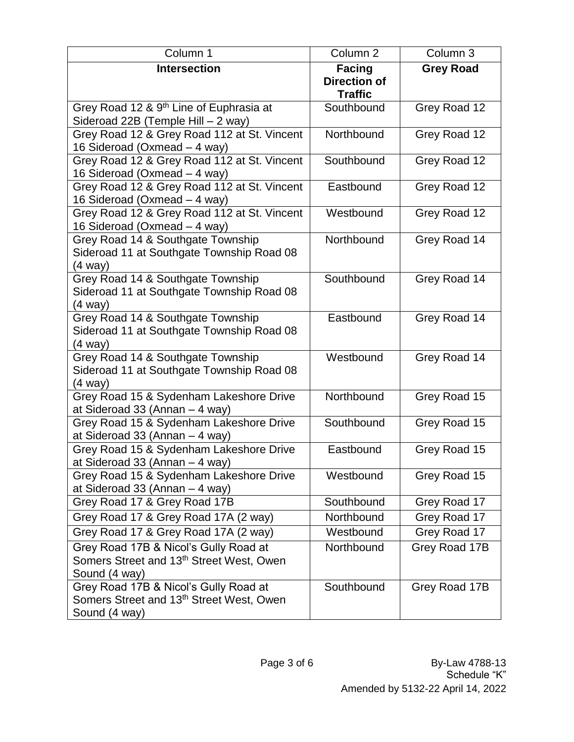| Column 1 | Column 2 | Column 3 |
|---|---|---|
| **Intersection** | **Facing Direction of Traffic** | **Grey Road** |
| Grey Road 12 & 9th Line of Euphrasia at Sideroad 22B (Temple Hill – 2 way) | Southbound | Grey Road 12 |
| Grey Road 12 & Grey Road 112 at St. Vincent 16 Sideroad (Oxmead – 4 way) | Northbound | Grey Road 12 |
| Grey Road 12 & Grey Road 112 at St. Vincent 16 Sideroad (Oxmead – 4 way) | Southbound | Grey Road 12 |
| Grey Road 12 & Grey Road 112 at St. Vincent 16 Sideroad (Oxmead – 4 way) | Eastbound | Grey Road 12 |
| Grey Road 12 & Grey Road 112 at St. Vincent 16 Sideroad (Oxmead – 4 way) | Westbound | Grey Road 12 |
| Grey Road 14 & Southgate Township Sideroad 11 at Southgate Township Road 08 (4 way) | Northbound | Grey Road 14 |
| Grey Road 14 & Southgate Township Sideroad 11 at Southgate Township Road 08 (4 way) | Southbound | Grey Road 14 |
| Grey Road 14 & Southgate Township Sideroad 11 at Southgate Township Road 08 (4 way) | Eastbound | Grey Road 14 |
| Grey Road 14 & Southgate Township Sideroad 11 at Southgate Township Road 08 (4 way) | Westbound | Grey Road 14 |
| Grey Road 15 & Sydenham Lakeshore Drive at Sideroad 33 (Annan – 4 way) | Northbound | Grey Road 15 |
| Grey Road 15 & Sydenham Lakeshore Drive at Sideroad 33 (Annan – 4 way) | Southbound | Grey Road 15 |
| Grey Road 15 & Sydenham Lakeshore Drive at Sideroad 33 (Annan – 4 way) | Eastbound | Grey Road 15 |
| Grey Road 15 & Sydenham Lakeshore Drive at Sideroad 33 (Annan – 4 way) | Westbound | Grey Road 15 |
| Grey Road 17 & Grey Road 17B | Southbound | Grey Road 17 |
| Grey Road 17 & Grey Road 17A (2 way) | Northbound | Grey Road 17 |
| Grey Road 17 & Grey Road 17A (2 way) | Westbound | Grey Road 17 |
| Grey Road 17B & Nicol's Gully Road at Somers Street and 13th Street West, Owen Sound (4 way) | Northbound | Grey Road 17B |
| Grey Road 17B & Nicol's Gully Road at Somers Street and 13th Street West, Owen Sound (4 way) | Southbound | Grey Road 17B |

By-Law 4788-13
Schedule "K"
Amended by 5132-22 April 14, 2022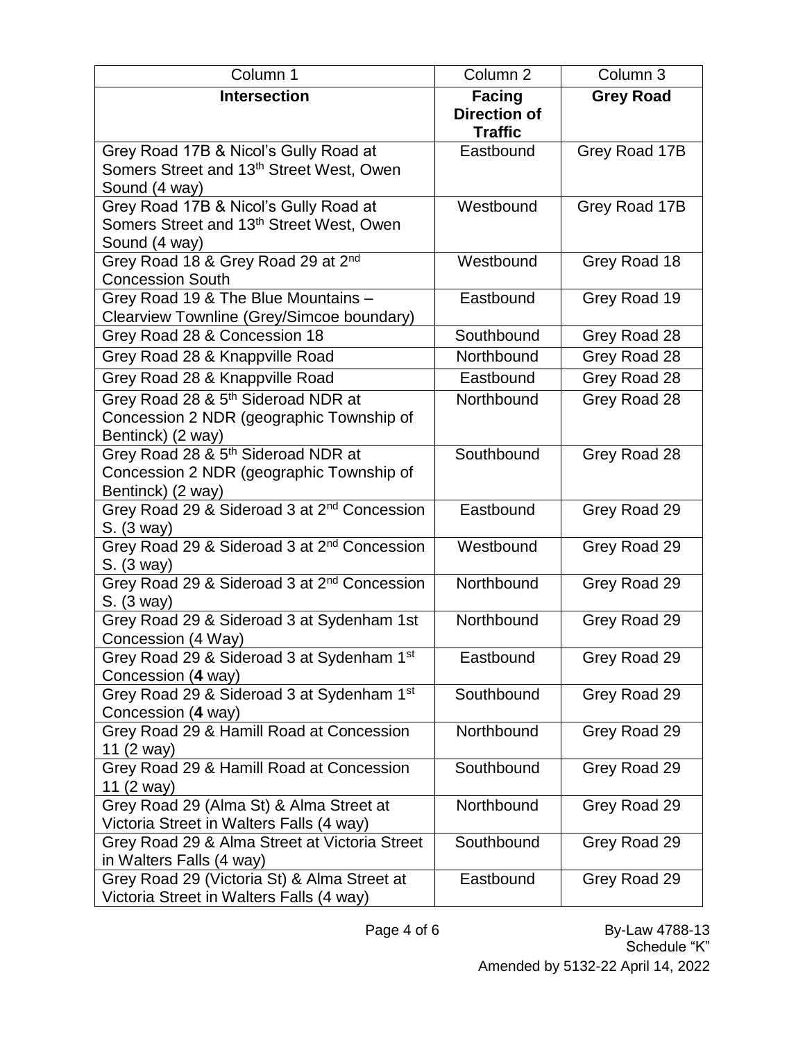| Column 1 | Column 2 | Column 3 |
|---|---|---|
| **Intersection** | **Facing Direction of Traffic** | **Grey Road** |
| Grey Road 17B & Nicol's Gully Road at Somers Street and 13th Street West, Owen Sound (4 way) | Eastbound | Grey Road 17B |
| Grey Road 17B & Nicol's Gully Road at Somers Street and 13th Street West, Owen Sound (4 way) | Westbound | Grey Road 17B |
| Grey Road 18 & Grey Road 29 at 2nd Concession South | Westbound | Grey Road 18 |
| Grey Road 19 & The Blue Mountains – Clearview Townline (Grey/Simcoe boundary) | Eastbound | Grey Road 19 |
| Grey Road 28 & Concession 18 | Southbound | Grey Road 28 |
| Grey Road 28 & Knappville Road | Northbound | Grey Road 28 |
| Grey Road 28 & Knappville Road | Eastbound | Grey Road 28 |
| Grey Road 28 & 5th Sideroad NDR at Concession 2 NDR (geographic Township of Bentinck) (2 way) | Northbound | Grey Road 28 |
| Grey Road 28 & 5th Sideroad NDR at Concession 2 NDR (geographic Township of Bentinck) (2 way) | Southbound | Grey Road 28 |
| Grey Road 29 & Sideroad 3 at 2nd Concession S. (3 way) | Eastbound | Grey Road 29 |
| Grey Road 29 & Sideroad 3 at 2nd Concession S. (3 way) | Westbound | Grey Road 29 |
| Grey Road 29 & Sideroad 3 at 2nd Concession S. (3 way) | Northbound | Grey Road 29 |
| Grey Road 29 & Sideroad 3 at Sydenham 1st Concession (4 Way) | Northbound | Grey Road 29 |
| Grey Road 29 & Sideroad 3 at Sydenham 1st Concession (**4** way) | Eastbound | Grey Road 29 |
| Grey Road 29 & Sideroad 3 at Sydenham 1st Concession (**4** way) | Southbound | Grey Road 29 |
| Grey Road 29 & Hamill Road at Concession 11 (2 way) | Northbound | Grey Road 29 |
| Grey Road 29 & Hamill Road at Concession 11 (2 way) | Southbound | Grey Road 29 |
| Grey Road 29 (Alma St) & Alma Street at Victoria Street in Walters Falls (4 way) | Northbound | Grey Road 29 |
| Grey Road 29 & Alma Street at Victoria Street in Walters Falls (4 way) | Southbound | Grey Road 29 |
| Grey Road 29 (Victoria St) & Alma Street at Victoria Street in Walters Falls (4 way) | Eastbound | Grey Road 29 |

By-Law 4788-13
Schedule "K"
Amended by 5132-22 April 14, 2022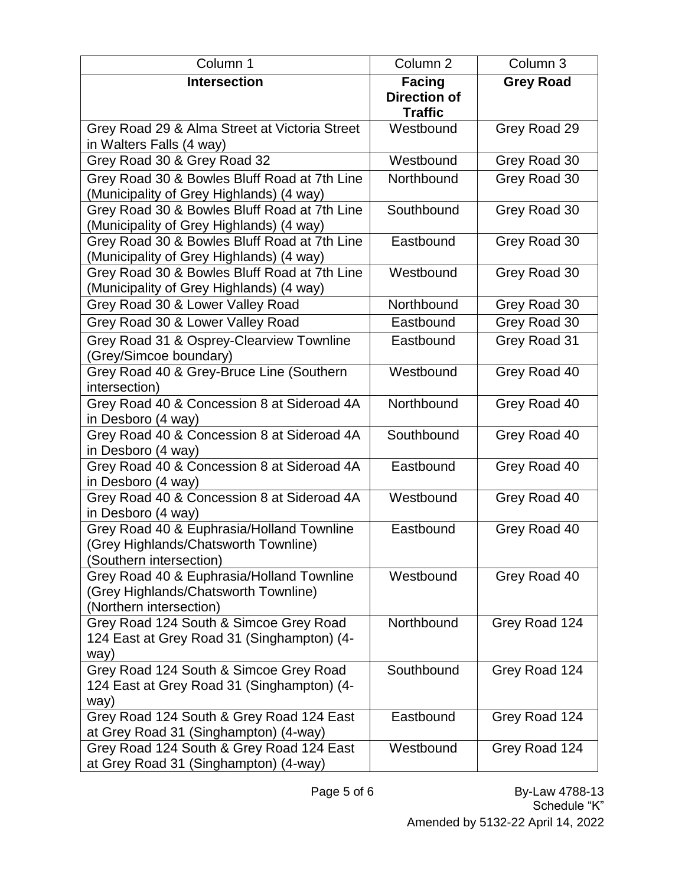| Column 1 | Column 2 | Column 3 |
|---|---|---|
| **Intersection** | **Facing Direction of Traffic** | **Grey Road** |
| Grey Road 29 & Alma Street at Victoria Street in Walters Falls (4 way) | Westbound | Grey Road 29 |
| Grey Road 30 & Grey Road 32 | Westbound | Grey Road 30 |
| Grey Road 30 & Bowles Bluff Road at 7th Line (Municipality of Grey Highlands) (4 way) | Northbound | Grey Road 30 |
| Grey Road 30 & Bowles Bluff Road at 7th Line (Municipality of Grey Highlands) (4 way) | Southbound | Grey Road 30 |
| Grey Road 30 & Bowles Bluff Road at 7th Line (Municipality of Grey Highlands) (4 way) | Eastbound | Grey Road 30 |
| Grey Road 30 & Bowles Bluff Road at 7th Line (Municipality of Grey Highlands) (4 way) | Westbound | Grey Road 30 |
| Grey Road 30 & Lower Valley Road | Northbound | Grey Road 30 |
| Grey Road 30 & Lower Valley Road | Eastbound | Grey Road 30 |
| Grey Road 31 & Osprey-Clearview Townline (Grey/Simcoe boundary) | Eastbound | Grey Road 31 |
| Grey Road 40 & Grey-Bruce Line (Southern intersection) | Westbound | Grey Road 40 |
| Grey Road 40 & Concession 8 at Sideroad 4A in Desboro (4 way) | Northbound | Grey Road 40 |
| Grey Road 40 & Concession 8 at Sideroad 4A in Desboro (4 way) | Southbound | Grey Road 40 |
| Grey Road 40 & Concession 8 at Sideroad 4A in Desboro (4 way) | Eastbound | Grey Road 40 |
| Grey Road 40 & Concession 8 at Sideroad 4A in Desboro (4 way) | Westbound | Grey Road 40 |
| Grey Road 40 & Euphrasia/Holland Townline (Grey Highlands/Chatsworth Townline) (Southern intersection) | Eastbound | Grey Road 40 |
| Grey Road 40 & Euphrasia/Holland Townline (Grey Highlands/Chatsworth Townline) (Northern intersection) | Westbound | Grey Road 40 |
| Grey Road 124 South & Simcoe Grey Road 124 East at Grey Road 31 (Singhampton) (4-way) | Northbound | Grey Road 124 |
| Grey Road 124 South & Simcoe Grey Road 124 East at Grey Road 31 (Singhampton) (4-way) | Southbound | Grey Road 124 |
| Grey Road 124 South & Grey Road 124 East at Grey Road 31 (Singhampton) (4-way) | Eastbound | Grey Road 124 |
| Grey Road 124 South & Grey Road 124 East at Grey Road 31 (Singhampton) (4-way) | Westbound | Grey Road 124 |

By-Law 4788-13
Schedule "K"
Amended by 5132-22 April 14, 2022